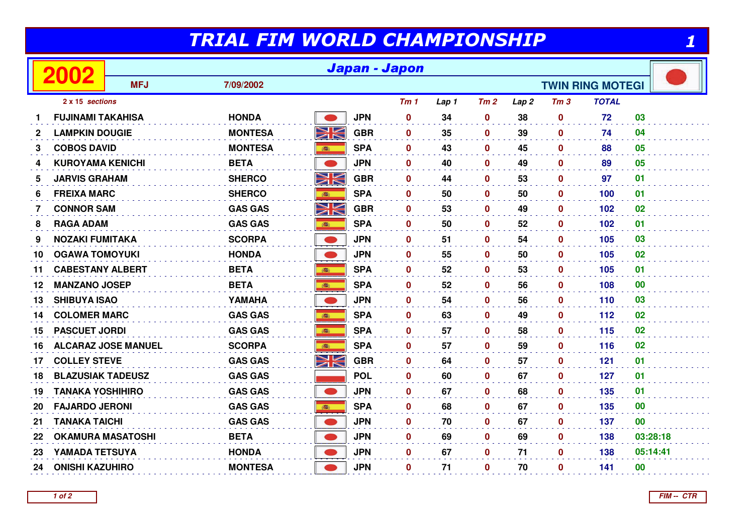# TRIAL FIM WORLD CHAMPIONSHIP

## 2002 — Japan - Japon

MFJ — 7/09/2002 — TWIN RING MOTEGI

*2 x 15 sections*

| | | | | Tm 1 | Lap 1 | Tm 2 | Lap 2 | Tm 3 | TOTAL | |
|---|---|---|---|---|---|---|---|---|---|---|
| 1 | FUJINAMI TAKAHISA | HONDA | JPN | 0 | 34 | 0 | 38 | 0 | 72 | 03 |
| 2 | LAMPKIN DOUGIE | MONTESA | GBR | 0 | 35 | 0 | 39 | 0 | 74 | 04 |
| 3 | COBOS DAVID | MONTESA | SPA | 0 | 43 | 0 | 45 | 0 | 88 | 05 |
| 4 | KUROYAMA KENICHI | BETA | JPN | 0 | 40 | 0 | 49 | 0 | 89 | 05 |
| 5 | JARVIS GRAHAM | SHERCO | GBR | 0 | 44 | 0 | 53 | 0 | 97 | 01 |
| 6 | FREIXA MARC | SHERCO | SPA | 0 | 50 | 0 | 50 | 0 | 100 | 01 |
| 7 | CONNOR SAM | GAS GAS | GBR | 0 | 53 | 0 | 49 | 0 | 102 | 02 |
| 8 | RAGA ADAM | GAS GAS | SPA | 0 | 50 | 0 | 52 | 0 | 102 | 01 |
| 9 | NOZAKI FUMITAKA | SCORPA | JPN | 0 | 51 | 0 | 54 | 0 | 105 | 03 |
| 10 | OGAWA TOMOYUKI | HONDA | JPN | 0 | 55 | 0 | 50 | 0 | 105 | 02 |
| 11 | CABESTANY ALBERT | BETA | SPA | 0 | 52 | 0 | 53 | 0 | 105 | 01 |
| 12 | MANZANO JOSEP | BETA | SPA | 0 | 52 | 0 | 56 | 0 | 108 | 00 |
| 13 | SHIBUYA ISAO | YAMAHA | JPN | 0 | 54 | 0 | 56 | 0 | 110 | 03 |
| 14 | COLOMER MARC | GAS GAS | SPA | 0 | 63 | 0 | 49 | 0 | 112 | 02 |
| 15 | PASCUET JORDI | GAS GAS | SPA | 0 | 57 | 0 | 58 | 0 | 115 | 02 |
| 16 | ALCARAZ JOSE MANUEL | SCORPA | SPA | 0 | 57 | 0 | 59 | 0 | 116 | 02 |
| 17 | COLLEY STEVE | GAS GAS | GBR | 0 | 64 | 0 | 57 | 0 | 121 | 01 |
| 18 | BLAZUSIAK TADEUSZ | GAS GAS | POL | 0 | 60 | 0 | 67 | 0 | 127 | 01 |
| 19 | TANAKA YOSHIHIRO | GAS GAS | JPN | 0 | 67 | 0 | 68 | 0 | 135 | 01 |
| 20 | FAJARDO JERONI | GAS GAS | SPA | 0 | 68 | 0 | 67 | 0 | 135 | 00 |
| 21 | TANAKA TAICHI | GAS GAS | JPN | 0 | 70 | 0 | 67 | 0 | 137 | 00 |
| 22 | OKAMURA MASATOSHI | BETA | JPN | 0 | 69 | 0 | 69 | 0 | 138 | 03:28:18 |
| 23 | YAMADA TETSUYA | HONDA | JPN | 0 | 67 | 0 | 71 | 0 | 138 | 05:14:41 |
| 24 | ONISHI KAZUHIRO | MONTESA | JPN | 0 | 71 | 0 | 70 | 0 | 141 | 00 |

FIM -- CTR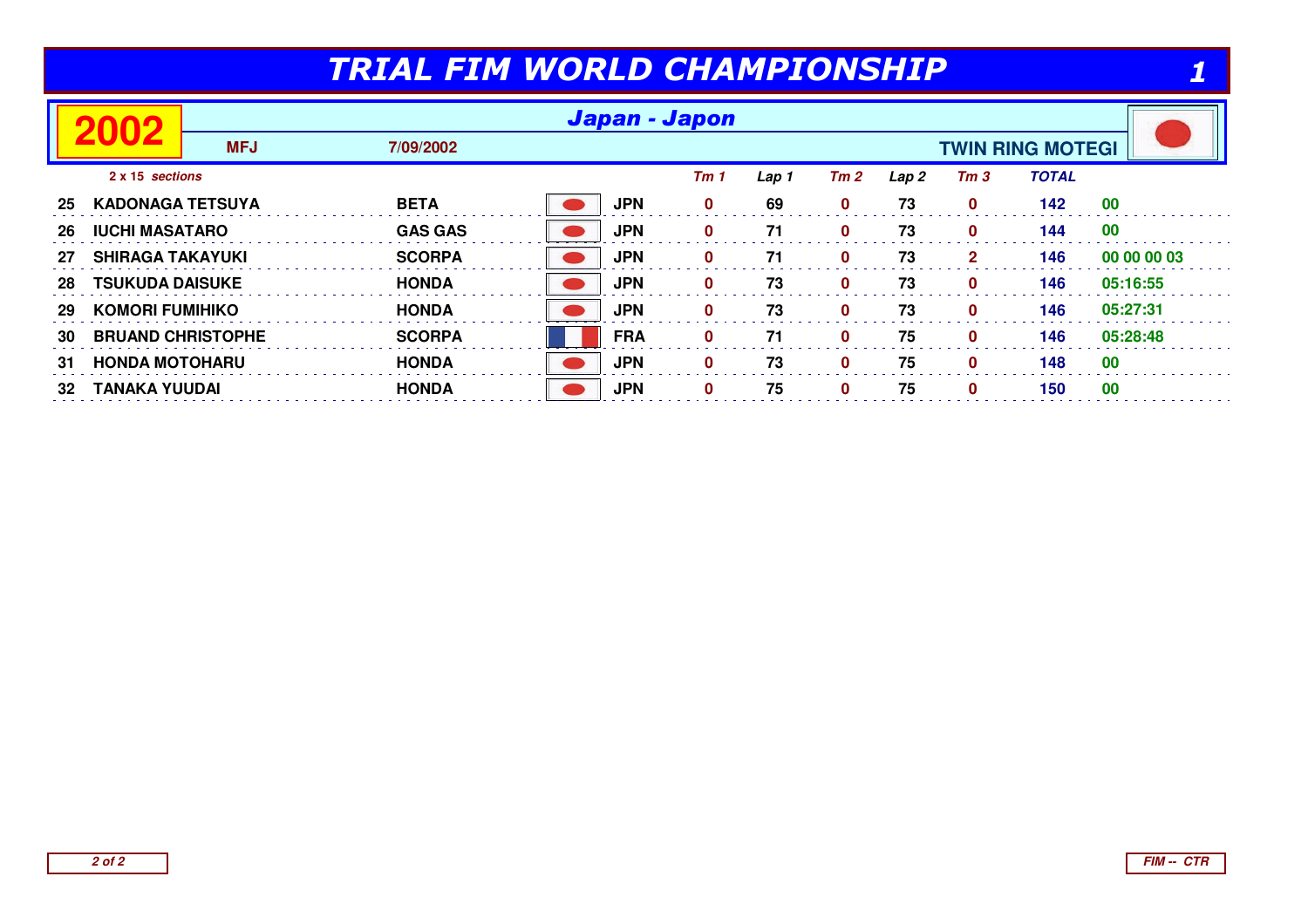# TRIAL FIM WORLD CHAMPIONSHIP

## 2002 — Japan - Japon

**MFJ** 7/09/2002 **TWIN RING MOTEGI**

*2 x 15 sections*

| | | | | *Tm 1* | *Lap 1* | *Tm 2* | *Lap 2* | *Tm 3* | *TOTAL* | |
|---|---|---|---|---|---|---|---|---|---|---|
| 25 | KADONAGA TETSUYA | BETA | JPN | 0 | 69 | 0 | 73 | 0 | 142 | 00 |
| 26 | IUCHI MASATARO | GAS GAS | JPN | 0 | 71 | 0 | 73 | 0 | 144 | 00 |
| 27 | SHIRAGA TAKAYUKI | SCORPA | JPN | 0 | 71 | 0 | 73 | 2 | 146 | 00 00 00 03 |
| 28 | TSUKUDA DAISUKE | HONDA | JPN | 0 | 73 | 0 | 73 | 0 | 146 | 05:16:55 |
| 29 | KOMORI FUMIHIKO | HONDA | JPN | 0 | 73 | 0 | 73 | 0 | 146 | 05:27:31 |
| 30 | BRUAND CHRISTOPHE | SCORPA | FRA | 0 | 71 | 0 | 75 | 0 | 146 | 05:28:48 |
| 31 | HONDA MOTOHARU | HONDA | JPN | 0 | 73 | 0 | 75 | 0 | 148 | 00 |
| 32 | TANAKA YUUDAI | HONDA | JPN | 0 | 75 | 0 | 75 | 0 | 150 | 00 |

FIM -- CTR